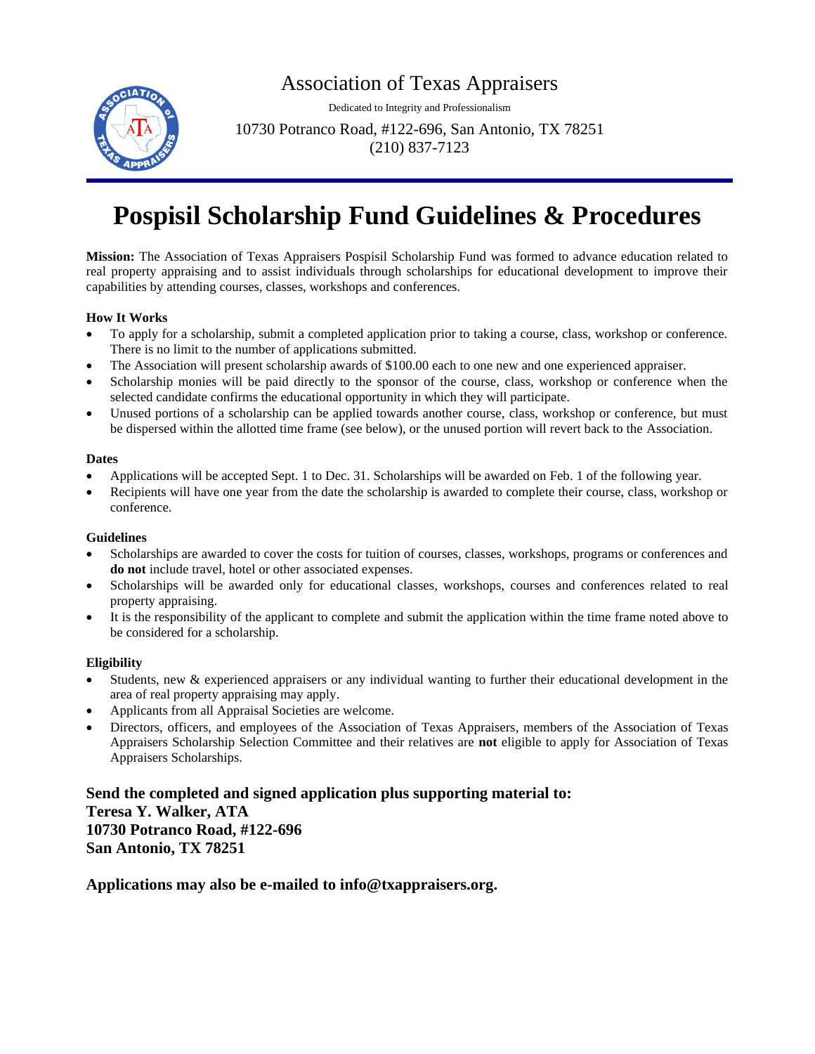Association of Texas Appraisers

Dedicated to Integrity and Professionalism

10730 Potranco Road, #122-696, San Antonio, TX 78251
(210) 837-7123

# Pospisil Scholarship Fund Guidelines & Procedures

**Mission:** The Association of Texas Appraisers Pospisil Scholarship Fund was formed to advance education related to real property appraising and to assist individuals through scholarships for educational development to improve their capabilities by attending courses, classes, workshops and conferences.

### How It Works

- To apply for a scholarship, submit a completed application prior to taking a course, class, workshop or conference. There is no limit to the number of applications submitted.
- The Association will present scholarship awards of $100.00 each to one new and one experienced appraiser.
- Scholarship monies will be paid directly to the sponsor of the course, class, workshop or conference when the selected candidate confirms the educational opportunity in which they will participate.
- Unused portions of a scholarship can be applied towards another course, class, workshop or conference, but must be dispersed within the allotted time frame (see below), or the unused portion will revert back to the Association.

### Dates

- Applications will be accepted Sept. 1 to Dec. 31. Scholarships will be awarded on Feb. 1 of the following year.
- Recipients will have one year from the date the scholarship is awarded to complete their course, class, workshop or conference.

### Guidelines

- Scholarships are awarded to cover the costs for tuition of courses, classes, workshops, programs or conferences and **do not** include travel, hotel or other associated expenses.
- Scholarships will be awarded only for educational classes, workshops, courses and conferences related to real property appraising.
- It is the responsibility of the applicant to complete and submit the application within the time frame noted above to be considered for a scholarship.

### Eligibility

- Students, new & experienced appraisers or any individual wanting to further their educational development in the area of real property appraising may apply.
- Applicants from all Appraisal Societies are welcome.
- Directors, officers, and employees of the Association of Texas Appraisers, members of the Association of Texas Appraisers Scholarship Selection Committee and their relatives are **not** eligible to apply for Association of Texas Appraisers Scholarships.

**Send the completed and signed application plus supporting material to:**
**Teresa Y. Walker, ATA**
**10730 Potranco Road, #122-696**
**San Antonio, TX 78251**

**Applications may also be e-mailed to info@txappraisers.org.**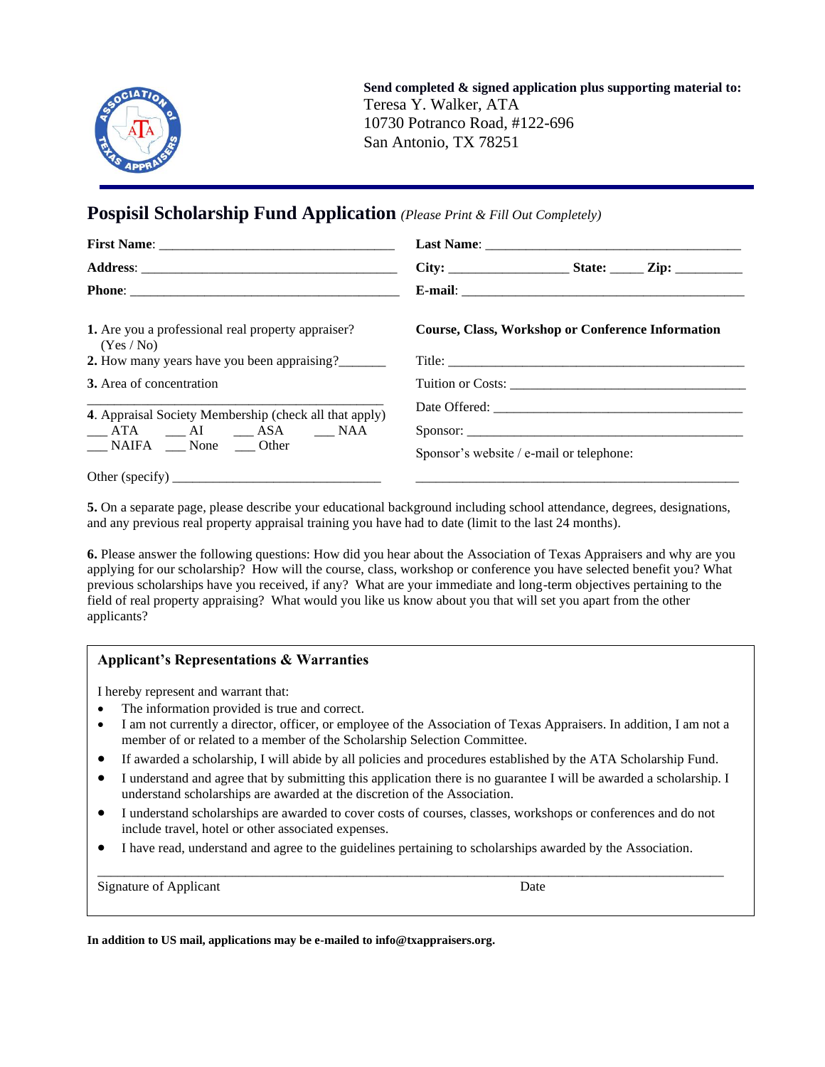**Send completed & signed application plus supporting material to:**
Teresa Y. Walker, ATA
10730 Potranco Road, #122-696
San Antonio, TX 78251

## Pospisil Scholarship Fund Application *(Please Print & Fill Out Completely)*

**First Name**: ___________________________________

**Last Name**: ______________________________________

**Address**: ______________________________________

**City**: _________________ **State**: _____ **Zip**: __________

**Phone**: _________________________________________

**E-mail**: ____________________________________________

**1.** Are you a professional real property appraiser? (Yes / No)

**2.** How many years have you been appraising?_______

**3.** Area of concentration

_____________________________________________

**4**. Appraisal Society Membership (check all that apply)

___ ATA ___ AI ___ ASA ___ NAA
___ NAIFA ___ None ___ Other

Other (specify) ______________________________

**Course, Class, Workshop or Conference Information**

Title: ______________________________________________

Tuition or Costs: ___________________________________

Date Offered: ______________________________________

Sponsor: __________________________________________

Sponsor's website / e-mail or telephone:

_______________________________________________

**5.** On a separate page, please describe your educational background including school attendance, degrees, designations, and any previous real property appraisal training you have had to date (limit to the last 24 months).

**6.** Please answer the following questions: How did you hear about the Association of Texas Appraisers and why are you applying for our scholarship? How will the course, class, workshop or conference you have selected benefit you? What previous scholarships have you received, if any? What are your immediate and long-term objectives pertaining to the field of real property appraising? What would you like us know about you that will set you apart from the other applicants?

### Applicant's Representations & Warranties

I hereby represent and warrant that:

- The information provided is true and correct.
- I am not currently a director, officer, or employee of the Association of Texas Appraisers. In addition, I am not a member of or related to a member of the Scholarship Selection Committee.
- If awarded a scholarship, I will abide by all policies and procedures established by the ATA Scholarship Fund.
- I understand and agree that by submitting this application there is no guarantee I will be awarded a scholarship. I understand scholarships are awarded at the discretion of the Association.
- I understand scholarships are awarded to cover costs of courses, classes, workshops or conferences and do not include travel, hotel or other associated expenses.
- I have read, understand and agree to the guidelines pertaining to scholarships awarded by the Association.

_____________________________________________________________________________________

Signature of Applicant Date

**In addition to US mail, applications may be e-mailed to info@txappraisers.org.**